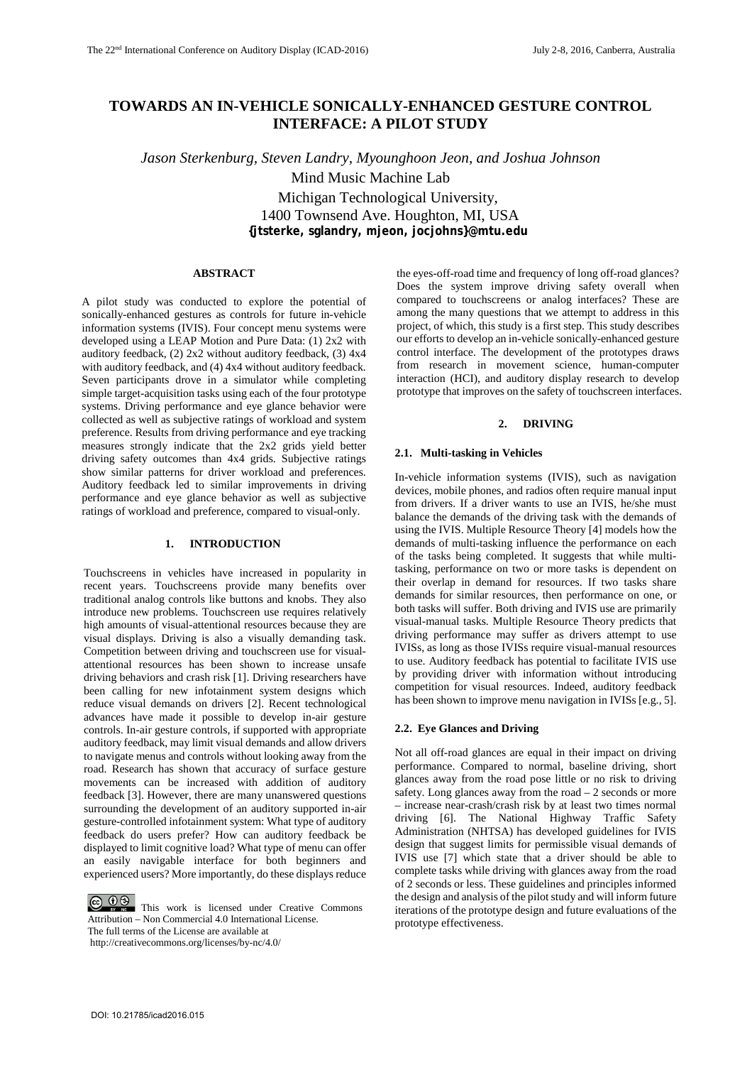# TOWARDS AN IN-VEHICLE SONICALLY-ENHANCED GESTURE CONTROL INTERFACE: A PILOT STUDY

*Jason Sterkenburg, Steven Landry, Myounghoon Jeon, and Joshua Johnson*

Mind Music Machine Lab

Michigan Technological University,
1400 Townsend Ave. Houghton, MI, USA

**{jtsterke, sglandry, mjeon, jocjohns}@mtu.edu**

## ABSTRACT

A pilot study was conducted to explore the potential of sonically-enhanced gestures as controls for future in-vehicle information systems (IVIS). Four concept menu systems were developed using a LEAP Motion and Pure Data: (1) 2x2 with auditory feedback, (2) 2x2 without auditory feedback, (3) 4x4 with auditory feedback, and (4) 4x4 without auditory feedback. Seven participants drove in a simulator while completing simple target-acquisition tasks using each of the four prototype systems. Driving performance and eye glance behavior were collected as well as subjective ratings of workload and system preference. Results from driving performance and eye tracking measures strongly indicate that the 2x2 grids yield better driving safety outcomes than 4x4 grids. Subjective ratings show similar patterns for driver workload and preferences. Auditory feedback led to similar improvements in driving performance and eye glance behavior as well as subjective ratings of workload and preference, compared to visual-only.

## 1. INTRODUCTION

Touchscreens in vehicles have increased in popularity in recent years. Touchscreens provide many benefits over traditional analog controls like buttons and knobs. They also introduce new problems. Touchscreen use requires relatively high amounts of visual-attentional resources because they are visual displays. Driving is also a visually demanding task. Competition between driving and touchscreen use for visual-attentional resources has been shown to increase unsafe driving behaviors and crash risk [1]. Driving researchers have been calling for new infotainment system designs which reduce visual demands on drivers [2]. Recent technological advances have made it possible to develop in-air gesture controls. In-air gesture controls, if supported with appropriate auditory feedback, may limit visual demands and allow drivers to navigate menus and controls without looking away from the road. Research has shown that accuracy of surface gesture movements can be increased with addition of auditory feedback [3]. However, there are many unanswered questions surrounding the development of an auditory supported in-air gesture-controlled infotainment system: What type of auditory feedback do users prefer? How can auditory feedback be displayed to limit cognitive load? What type of menu can offer an easily navigable interface for both beginners and experienced users? More importantly, do these displays reduce the eyes-off-road time and frequency of long off-road glances? Does the system improve driving safety overall when compared to touchscreens or analog interfaces? These are among the many questions that we attempt to address in this project, of which, this study is a first step. This study describes our efforts to develop an in-vehicle sonically-enhanced gesture control interface. The development of the prototypes draws from research in movement science, human-computer interaction (HCI), and auditory display research to develop prototype that improves on the safety of touchscreen interfaces.

This work is licensed under Creative Commons Attribution – Non Commercial 4.0 International License.
The full terms of the License are available at
http://creativecommons.org/licenses/by-nc/4.0/

## 2. DRIVING

### 2.1. Multi-tasking in Vehicles

In-vehicle information systems (IVIS), such as navigation devices, mobile phones, and radios often require manual input from drivers. If a driver wants to use an IVIS, he/she must balance the demands of the driving task with the demands of using the IVIS. Multiple Resource Theory [4] models how the demands of multi-tasking influence the performance on each of the tasks being completed. It suggests that while multi-tasking, performance on two or more tasks is dependent on their overlap in demand for resources. If two tasks share demands for similar resources, then performance on one, or both tasks will suffer. Both driving and IVIS use are primarily visual-manual tasks. Multiple Resource Theory predicts that driving performance may suffer as drivers attempt to use IVISs, as long as those IVISs require visual-manual resources to use. Auditory feedback has potential to facilitate IVIS use by providing driver with information without introducing competition for visual resources. Indeed, auditory feedback has been shown to improve menu navigation in IVISs [e.g., 5].

### 2.2. Eye Glances and Driving

Not all off-road glances are equal in their impact on driving performance. Compared to normal, baseline driving, short glances away from the road pose little or no risk to driving safety. Long glances away from the road – 2 seconds or more – increase near-crash/crash risk by at least two times normal driving [6]. The National Highway Traffic Safety Administration (NHTSA) has developed guidelines for IVIS design that suggest limits for permissible visual demands of IVIS use [7] which state that a driver should be able to complete tasks while driving with glances away from the road of 2 seconds or less. These guidelines and principles informed the design and analysis of the pilot study and will inform future iterations of the prototype design and future evaluations of the prototype effectiveness.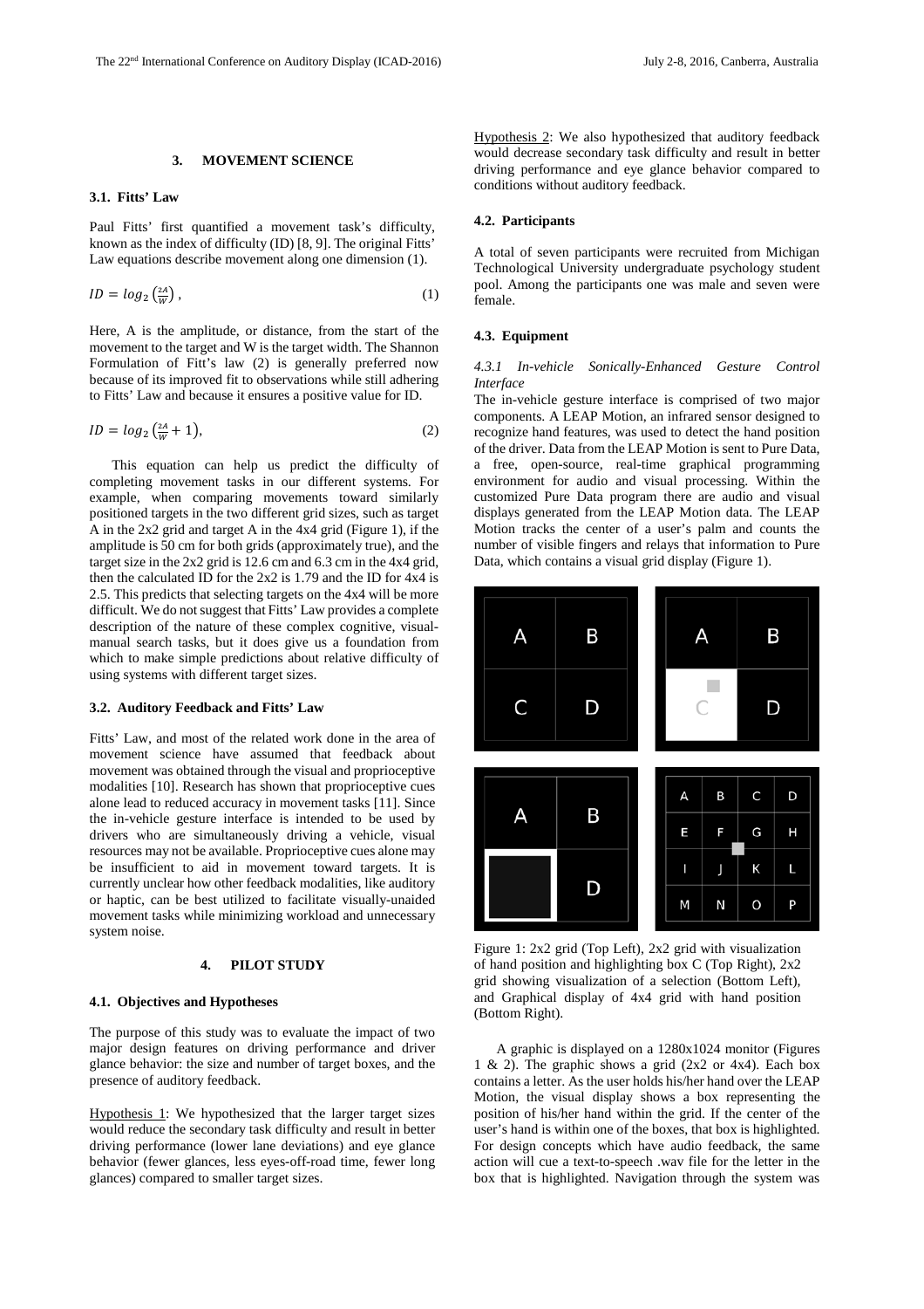## 3. MOVEMENT SCIENCE

### 3.1. Fitts' Law

Paul Fitts' first quantified a movement task's difficulty, known as the index of difficulty (ID) [8, 9]. The original Fitts' Law equations describe movement along one dimension (1).

$$ID = log_2\left(\frac{2A}{W}\right), \tag{1}$$

Here, A is the amplitude, or distance, from the start of the movement to the target and W is the target width. The Shannon Formulation of Fitt's law (2) is generally preferred now because of its improved fit to observations while still adhering to Fitts' Law and because it ensures a positive value for ID.

$$ID = log_2\left(\frac{2A}{W} + 1\right), \tag{2}$$

This equation can help us predict the difficulty of completing movement tasks in our different systems. For example, when comparing movements toward similarly positioned targets in the two different grid sizes, such as target A in the 2x2 grid and target A in the 4x4 grid (Figure 1), if the amplitude is 50 cm for both grids (approximately true), and the target size in the 2x2 grid is 12.6 cm and 6.3 cm in the 4x4 grid, then the calculated ID for the 2x2 is 1.79 and the ID for 4x4 is 2.5. This predicts that selecting targets on the 4x4 will be more difficult. We do not suggest that Fitts' Law provides a complete description of the nature of these complex cognitive, visual-manual search tasks, but it does give us a foundation from which to make simple predictions about relative difficulty of using systems with different target sizes.

### 3.2. Auditory Feedback and Fitts' Law

Fitts' Law, and most of the related work done in the area of movement science have assumed that feedback about movement was obtained through the visual and proprioceptive modalities [10]. Research has shown that proprioceptive cues alone lead to reduced accuracy in movement tasks [11]. Since the in-vehicle gesture interface is intended to be used by drivers who are simultaneously driving a vehicle, visual resources may not be available. Proprioceptive cues alone may be insufficient to aid in movement toward targets. It is currently unclear how other feedback modalities, like auditory or haptic, can be best utilized to facilitate visually-unaided movement tasks while minimizing workload and unnecessary system noise.

## 4. PILOT STUDY

### 4.1. Objectives and Hypotheses

The purpose of this study was to evaluate the impact of two major design features on driving performance and driver glance behavior: the size and number of target boxes, and the presence of auditory feedback.

Hypothesis 1: We hypothesized that the larger target sizes would reduce the secondary task difficulty and result in better driving performance (lower lane deviations) and eye glance behavior (fewer glances, less eyes-off-road time, fewer long glances) compared to smaller target sizes.

Hypothesis 2: We also hypothesized that auditory feedback would decrease secondary task difficulty and result in better driving performance and eye glance behavior compared to conditions without auditory feedback.

### 4.2. Participants

A total of seven participants were recruited from Michigan Technological University undergraduate psychology student pool. Among the participants one was male and seven were female.

### 4.3. Equipment

#### *4.3.1 In-vehicle Sonically-Enhanced Gesture Control Interface*

The in-vehicle gesture interface is comprised of two major components. A LEAP Motion, an infrared sensor designed to recognize hand features, was used to detect the hand position of the driver. Data from the LEAP Motion is sent to Pure Data, a free, open-source, real-time graphical programming environment for audio and visual processing. Within the customized Pure Data program there are audio and visual displays generated from the LEAP Motion data. The LEAP Motion tracks the center of a user's palm and counts the number of visible fingers and relays that information to Pure Data, which contains a visual grid display (Figure 1).

Figure 1: 2x2 grid (Top Left), 2x2 grid with visualization of hand position and highlighting box C (Top Right), 2x2 grid showing visualization of a selection (Bottom Left), and Graphical display of 4x4 grid with hand position (Bottom Right).

A graphic is displayed on a 1280x1024 monitor (Figures 1 & 2). The graphic shows a grid (2x2 or 4x4). Each box contains a letter. As the user holds his/her hand over the LEAP Motion, the visual display shows a box representing the position of his/her hand within the grid. If the center of the user's hand is within one of the boxes, that box is highlighted. For design concepts which have audio feedback, the same action will cue a text-to-speech .wav file for the letter in the box that is highlighted. Navigation through the system was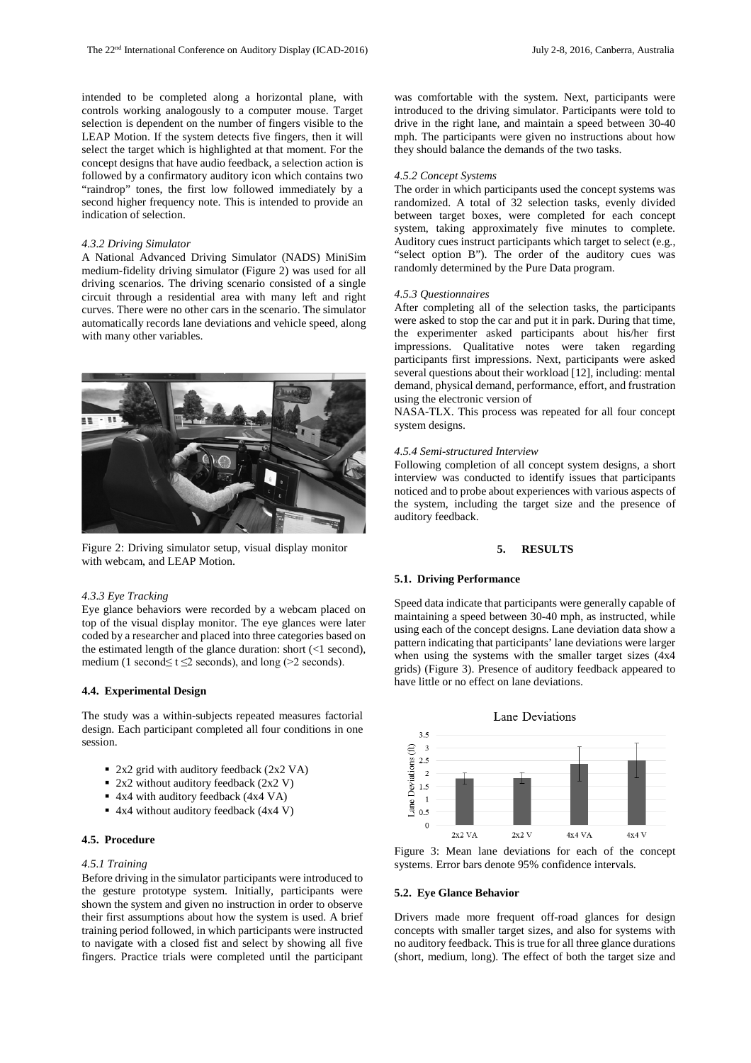intended to be completed along a horizontal plane, with controls working analogously to a computer mouse. Target selection is dependent on the number of fingers visible to the LEAP Motion. If the system detects five fingers, then it will select the target which is highlighted at that moment. For the concept designs that have audio feedback, a selection action is followed by a confirmatory auditory icon which contains two "raindrop" tones, the first low followed immediately by a second higher frequency note. This is intended to provide an indication of selection.

#### *4.3.2 Driving Simulator*

A National Advanced Driving Simulator (NADS) MiniSim medium-fidelity driving simulator (Figure 2) was used for all driving scenarios. The driving scenario consisted of a single circuit through a residential area with many left and right curves. There were no other cars in the scenario. The simulator automatically records lane deviations and vehicle speed, along with many other variables.

Figure 2: Driving simulator setup, visual display monitor with webcam, and LEAP Motion.

#### *4.3.3 Eye Tracking*

Eye glance behaviors were recorded by a webcam placed on top of the visual display monitor. The eye glances were later coded by a researcher and placed into three categories based on the estimated length of the glance duration: short (<1 second), medium (1 second$\leq t \leq$2 seconds), and long (>2 seconds).

### 4.4. Experimental Design

The study was a within-subjects repeated measures factorial design. Each participant completed all four conditions in one session.

- 2x2 grid with auditory feedback (2x2 VA)
- 2x2 without auditory feedback (2x2 V)
- 4x4 with auditory feedback (4x4 VA)
- 4x4 without auditory feedback (4x4 V)

### 4.5. Procedure

#### *4.5.1 Training*

Before driving in the simulator participants were introduced to the gesture prototype system. Initially, participants were shown the system and given no instruction in order to observe their first assumptions about how the system is used. A brief training period followed, in which participants were instructed to navigate with a closed fist and select by showing all five fingers. Practice trials were completed until the participant was comfortable with the system. Next, participants were introduced to the driving simulator. Participants were told to drive in the right lane, and maintain a speed between 30-40 mph. The participants were given no instructions about how they should balance the demands of the two tasks.

#### *4.5.2 Concept Systems*

The order in which participants used the concept systems was randomized. A total of 32 selection tasks, evenly divided between target boxes, were completed for each concept system, taking approximately five minutes to complete. Auditory cues instruct participants which target to select (e.g., "select option B"). The order of the auditory cues was randomly determined by the Pure Data program.

#### *4.5.3 Questionnaires*

After completing all of the selection tasks, the participants were asked to stop the car and put it in park. During that time, the experimenter asked participants about his/her first impressions. Qualitative notes were taken regarding participants first impressions. Next, participants were asked several questions about their workload [12], including: mental demand, physical demand, performance, effort, and frustration using the electronic version of NASA-TLX. This process was repeated for all four concept system designs.

#### *4.5.4 Semi-structured Interview*

Following completion of all concept system designs, a short interview was conducted to identify issues that participants noticed and to probe about experiences with various aspects of the system, including the target size and the presence of auditory feedback.

## 5. RESULTS

### 5.1. Driving Performance

Speed data indicate that participants were generally capable of maintaining a speed between 30-40 mph, as instructed, while using each of the concept designs. Lane deviation data show a pattern indicating that participants' lane deviations were larger when using the systems with the smaller target sizes (4x4 grids) (Figure 3). Presence of auditory feedback appeared to have little or no effect on lane deviations.

Figure 3: Mean lane deviations for each of the concept systems. Error bars denote 95% confidence intervals.

### 5.2. Eye Glance Behavior

Drivers made more frequent off-road glances for design concepts with smaller target sizes, and also for systems with no auditory feedback. This is true for all three glance durations (short, medium, long). The effect of both the target size and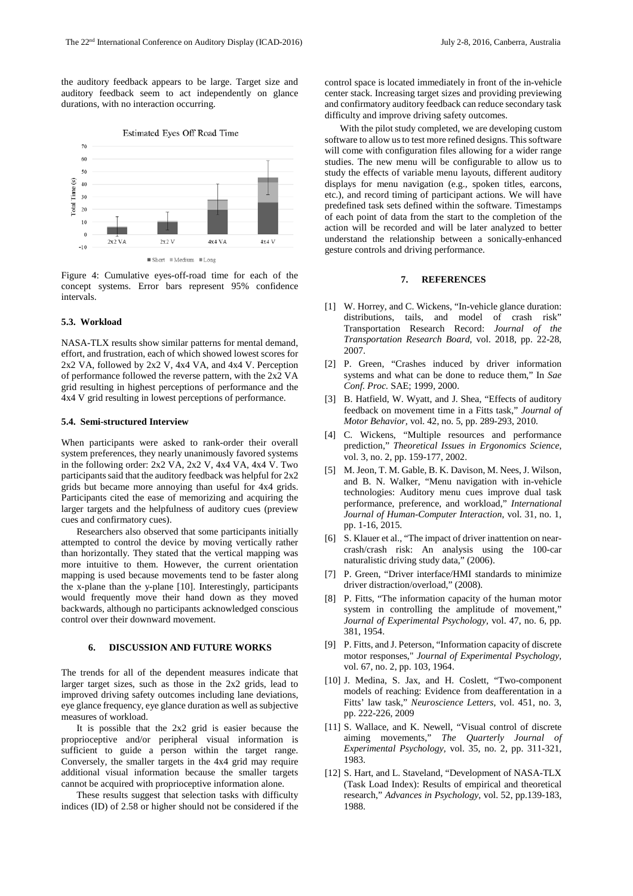the auditory feedback appears to be large. Target size and auditory feedback seem to act independently on glance durations, with no interaction occurring.

Estimated Eyes Off Road Time

Total Time (s)

70
60
50
40
30
20
10
0
-10

2x2 VA
2x2 V
4x4 VA
4x4 V

■ Short ■ Medium ■ Long

Figure 4: Cumulative eyes-off-road time for each of the concept systems. Error bars represent 95% confidence intervals.

### 5.3. Workload

NASA-TLX results show similar patterns for mental demand, effort, and frustration, each of which showed lowest scores for 2x2 VA, followed by 2x2 V, 4x4 VA, and 4x4 V. Perception of performance followed the reverse pattern, with the 2x2 VA grid resulting in highest perceptions of performance and the 4x4 V grid resulting in lowest perceptions of performance.

### 5.4. Semi-structured Interview

When participants were asked to rank-order their overall system preferences, they nearly unanimously favored systems in the following order: 2x2 VA, 2x2 V, 4x4 VA, 4x4 V. Two participants said that the auditory feedback was helpful for 2x2 grids but became more annoying than useful for 4x4 grids. Participants cited the ease of memorizing and acquiring the larger targets and the helpfulness of auditory cues (preview cues and confirmatory cues).

Researchers also observed that some participants initially attempted to control the device by moving vertically rather than horizontally. They stated that the vertical mapping was more intuitive to them. However, the current orientation mapping is used because movements tend to be faster along the x-plane than the y-plane [10]. Interestingly, participants would frequently move their hand down as they moved backwards, although no participants acknowledged conscious control over their downward movement.

## 6. DISCUSSION AND FUTURE WORKS

The trends for all of the dependent measures indicate that larger target sizes, such as those in the 2x2 grids, lead to improved driving safety outcomes including lane deviations, eye glance frequency, eye glance duration as well as subjective measures of workload.

It is possible that the 2x2 grid is easier because the proprioceptive and/or peripheral visual information is sufficient to guide a person within the target range. Conversely, the smaller targets in the 4x4 grid may require additional visual information because the smaller targets cannot be acquired with proprioceptive information alone.

These results suggest that selection tasks with difficulty indices (ID) of 2.58 or higher should not be considered if the control space is located immediately in front of the in-vehicle center stack. Increasing target sizes and providing previewing and confirmatory auditory feedback can reduce secondary task difficulty and improve driving safety outcomes.

With the pilot study completed, we are developing custom software to allow us to test more refined designs. This software will come with configuration files allowing for a wider range studies. The new menu will be configurable to allow us to study the effects of variable menu layouts, different auditory displays for menu navigation (e.g., spoken titles, earcons, etc.), and record timing of participant actions. We will have predefined task sets defined within the software. Timestamps of each point of data from the start to the completion of the action will be recorded and will be later analyzed to better understand the relationship between a sonically-enhanced gesture controls and driving performance.

## 7. REFERENCES

[1] W. Horrey, and C. Wickens, "In-vehicle glance duration: distributions, tails, and model of crash risk" Transportation Research Record: *Journal of the Transportation Research Board*, vol. 2018, pp. 22-28, 2007.

[2] P. Green, "Crashes induced by driver information systems and what can be done to reduce them," In *Sae Conf. Proc.* SAE; 1999, 2000.

[3] B. Hatfield, W. Wyatt, and J. Shea, "Effects of auditory feedback on movement time in a Fitts task," *Journal of Motor Behavior*, vol. 42, no. 5, pp. 289-293, 2010.

[4] C. Wickens, "Multiple resources and performance prediction," *Theoretical Issues in Ergonomics Science*, vol. 3, no. 2, pp. 159-177, 2002.

[5] M. Jeon, T. M. Gable, B. K. Davison, M. Nees, J. Wilson, and B. N. Walker, "Menu navigation with in-vehicle technologies: Auditory menu cues improve dual task performance, preference, and workload," *International Journal of Human-Computer Interaction*, vol. 31, no. 1, pp. 1-16, 2015.

[6] S. Klauer et al., "The impact of driver inattention on near-crash/crash risk: An analysis using the 100-car naturalistic driving study data," (2006).

[7] P. Green, "Driver interface/HMI standards to minimize driver distraction/overload," (2008).

[8] P. Fitts, "The information capacity of the human motor system in controlling the amplitude of movement," *Journal of Experimental Psychology*, vol. 47, no. 6, pp. 381, 1954.

[9] P. Fitts, and J. Peterson, "Information capacity of discrete motor responses," *Journal of Experimental Psychology*, vol. 67, no. 2, pp. 103, 1964.

[10] J. Medina, S. Jax, and H. Coslett, "Two-component models of reaching: Evidence from deafferentation in a Fitts' law task," *Neuroscience Letters*, vol. 451, no. 3, pp. 222-226, 2009

[11] S. Wallace, and K. Newell, "Visual control of discrete aiming movements," *The Quarterly Journal of Experimental Psychology*, vol. 35, no. 2, pp. 311-321, 1983.

[12] S. Hart, and L. Staveland, "Development of NASA-TLX (Task Load Index): Results of empirical and theoretical research," *Advances in Psychology*, vol. 52, pp.139-183, 1988.